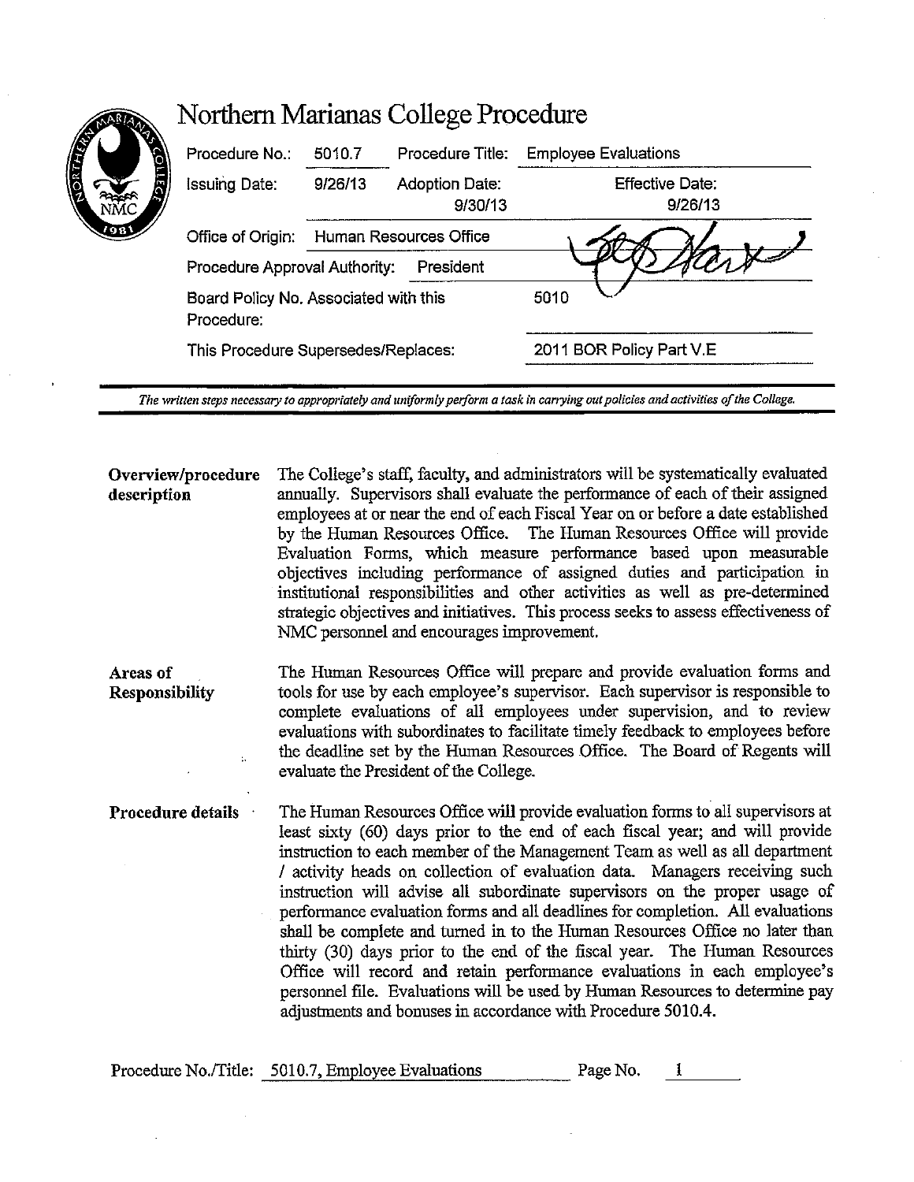# Northern Marianas College Procedure

| Procedure No.: | 5010.7 | Procedure Title: | Employee Evaluations |
|---|---|---|---|
| Issuing Date: | 9/26/13 | Adoption Date: 9/30/13 | Effective Date: 9/26/13 |
| Office of Origin: | Human Resources Office | | |
| Procedure Approval Authority: | President | | |
| Board Policy No. Associated with this Procedure: | | | 5010 |
| This Procedure Supersedes/Replaces: | | | 2011 BOR Policy Part V.E |

*The written steps necessary to appropriately and uniformly perform a task in carrying out policies and activities of the College.*

**Overview/procedure description**

The College's staff, faculty, and administrators will be systematically evaluated annually. Supervisors shall evaluate the performance of each of their assigned employees at or near the end of each Fiscal Year on or before a date established by the Human Resources Office. The Human Resources Office will provide Evaluation Forms, which measure performance based upon measurable objectives including performance of assigned duties and participation in institutional responsibilities and other activities as well as pre-determined strategic objectives and initiatives. This process seeks to assess effectiveness of NMC personnel and encourages improvement.

**Areas of Responsibility**

The Human Resources Office will prepare and provide evaluation forms and tools for use by each employee's supervisor. Each supervisor is responsible to complete evaluations of all employees under supervision, and to review evaluations with subordinates to facilitate timely feedback to employees before the deadline set by the Human Resources Office. The Board of Regents will evaluate the President of the College.

**Procedure details**

The Human Resources Office will provide evaluation forms to all supervisors at least sixty (60) days prior to the end of each fiscal year; and will provide instruction to each member of the Management Team as well as all department / activity heads on collection of evaluation data. Managers receiving such instruction will advise all subordinate supervisors on the proper usage of performance evaluation forms and all deadlines for completion. All evaluations shall be complete and turned in to the Human Resources Office no later than thirty (30) days prior to the end of the fiscal year. The Human Resources Office will record and retain performance evaluations in each employee's personnel file. Evaluations will be used by Human Resources to determine pay adjustments and bonuses in accordance with Procedure 5010.4.